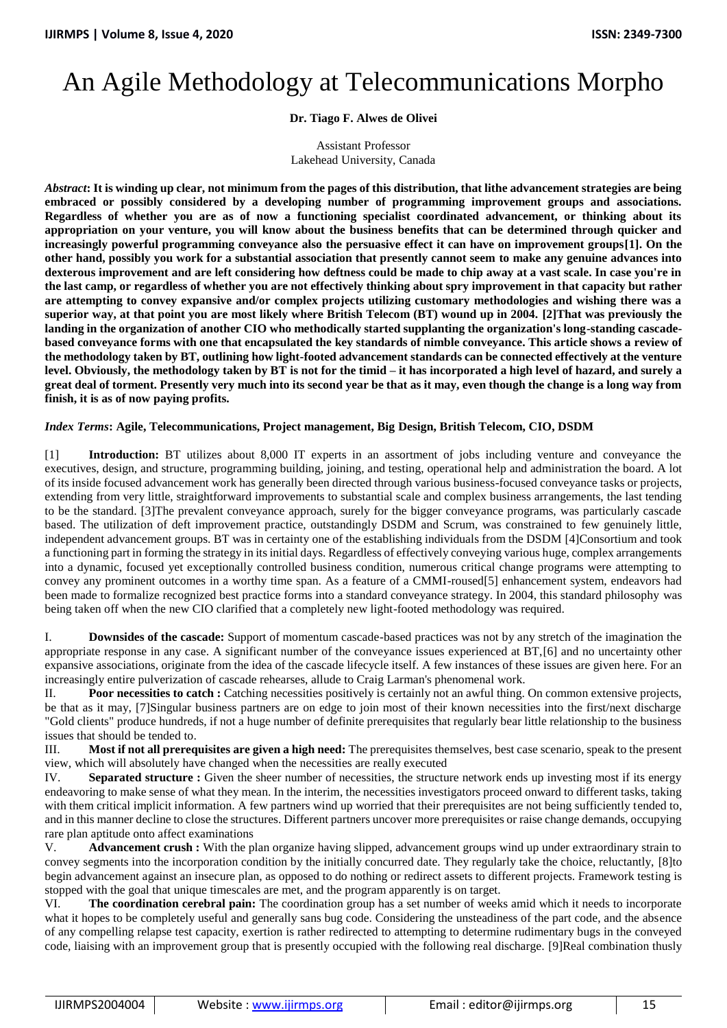# An Agile Methodology at Telecommunications Morpho

**Dr. Tiago F. Alwes de Olivei**

Assistant Professor
Lakehead University, Canada

***Abstract*: It is winding up clear, not minimum from the pages of this distribution, that lithe advancement strategies are being embraced or possibly considered by a developing number of programming improvement groups and associations. Regardless of whether you are as of now a functioning specialist coordinated advancement, or thinking about its appropriation on your venture, you will know about the business benefits that can be determined through quicker and increasingly powerful programming conveyance also the persuasive effect it can have on improvement groups[1]. On the other hand, possibly you work for a substantial association that presently cannot seem to make any genuine advances into dexterous improvement and are left considering how deftness could be made to chip away at a vast scale. In case you're in the last camp, or regardless of whether you are not effectively thinking about spry improvement in that capacity but rather are attempting to convey expansive and/or complex projects utilizing customary methodologies and wishing there was a superior way, at that point you are most likely where British Telecom (BT) wound up in 2004. [2]That was previously the landing in the organization of another CIO who methodically started supplanting the organization's long-standing cascade-based conveyance forms with one that encapsulated the key standards of nimble conveyance. This article shows a review of the methodology taken by BT, outlining how light-footed advancement standards can be connected effectively at the venture level. Obviously, the methodology taken by BT is not for the timid – it has incorporated a high level of hazard, and surely a great deal of torment. Presently very much into its second year be that as it may, even though the change is a long way from finish, it is as of now paying profits.**

***Index Terms*: Agile, Telecommunications, Project management, Big Design, British Telecom, CIO, DSDM**

[1] **Introduction:** BT utilizes about 8,000 IT experts in an assortment of jobs including venture and conveyance the executives, design, and structure, programming building, joining, and testing, operational help and administration the board. A lot of its inside focused advancement work has generally been directed through various business-focused conveyance tasks or projects, extending from very little, straightforward improvements to substantial scale and complex business arrangements, the last tending to be the standard. [3]The prevalent conveyance approach, surely for the bigger conveyance programs, was particularly cascade based. The utilization of deft improvement practice, outstandingly DSDM and Scrum, was constrained to few genuinely little, independent advancement groups. BT was in certainty one of the establishing individuals from the DSDM [4]Consortium and took a functioning part in forming the strategy in its initial days. Regardless of effectively conveying various huge, complex arrangements into a dynamic, focused yet exceptionally controlled business condition, numerous critical change programs were attempting to convey any prominent outcomes in a worthy time span. As a feature of a CMMI-roused[5] enhancement system, endeavors had been made to formalize recognized best practice forms into a standard conveyance strategy. In 2004, this standard philosophy was being taken off when the new CIO clarified that a completely new light-footed methodology was required.

I. **Downsides of the cascade:** Support of momentum cascade-based practices was not by any stretch of the imagination the appropriate response in any case. A significant number of the conveyance issues experienced at BT,[6] and no uncertainty other expansive associations, originate from the idea of the cascade lifecycle itself. A few instances of these issues are given here. For an increasingly entire pulverization of cascade rehearses, allude to Craig Larman's phenomenal work.

II. **Poor necessities to catch :** Catching necessities positively is certainly not an awful thing. On common extensive projects, be that as it may, [7]Singular business partners are on edge to join most of their known necessities into the first/next discharge "Gold clients" produce hundreds, if not a huge number of definite prerequisites that regularly bear little relationship to the business issues that should be tended to.

III. **Most if not all prerequisites are given a high need:** The prerequisites themselves, best case scenario, speak to the present view, which will absolutely have changed when the necessities are really executed

IV. **Separated structure :** Given the sheer number of necessities, the structure network ends up investing most if its energy endeavoring to make sense of what they mean. In the interim, the necessities investigators proceed onward to different tasks, taking with them critical implicit information. A few partners wind up worried that their prerequisites are not being sufficiently tended to, and in this manner decline to close the structures. Different partners uncover more prerequisites or raise change demands, occupying rare plan aptitude onto affect examinations

V. **Advancement crush :** With the plan organize having slipped, advancement groups wind up under extraordinary strain to convey segments into the incorporation condition by the initially concurred date. They regularly take the choice, reluctantly, [8]to begin advancement against an insecure plan, as opposed to do nothing or redirect assets to different projects. Framework testing is stopped with the goal that unique timescales are met, and the program apparently is on target.

VI. **The coordination cerebral pain:** The coordination group has a set number of weeks amid which it needs to incorporate what it hopes to be completely useful and generally sans bug code. Considering the unsteadiness of the part code, and the absence of any compelling relapse test capacity, exertion is rather redirected to attempting to determine rudimentary bugs in the conveyed code, liaising with an improvement group that is presently occupied with the following real discharge. [9]Real combination thusly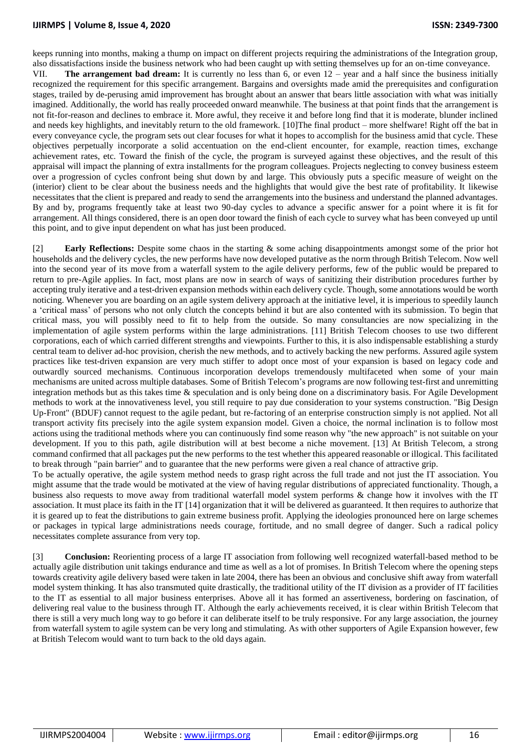keeps running into months, making a thump on impact on different projects requiring the administrations of the Integration group, also dissatisfactions inside the business network who had been caught up with setting themselves up for an on-time conveyance.

VII. **The arrangement bad dream:** It is currently no less than 6, or even 12 – year and a half since the business initially recognized the requirement for this specific arrangement. Bargains and oversights made amid the prerequisites and configuration stages, trailed by de-perusing amid improvement has brought about an answer that bears little association with what was initially imagined. Additionally, the world has really proceeded onward meanwhile. The business at that point finds that the arrangement is not fit-for-reason and declines to embrace it. More awful, they receive it and before long find that it is moderate, blunder inclined and needs key highlights, and inevitably return to the old framework. [10]The final product – more shelfware! Right off the bat in every conveyance cycle, the program sets out clear focuses for what it hopes to accomplish for the business amid that cycle. These objectives perpetually incorporate a solid accentuation on the end-client encounter, for example, reaction times, exchange achievement rates, etc. Toward the finish of the cycle, the program is surveyed against these objectives, and the result of this appraisal will impact the planning of extra installments for the program colleagues. Projects neglecting to convey business esteem over a progression of cycles confront being shut down by and large. This obviously puts a specific measure of weight on the (interior) client to be clear about the business needs and the highlights that would give the best rate of profitability. It likewise necessitates that the client is prepared and ready to send the arrangements into the business and understand the planned advantages. By and by, programs frequently take at least two 90-day cycles to advance a specific answer for a point where it is fit for arrangement. All things considered, there is an open door toward the finish of each cycle to survey what has been conveyed up until this point, and to give input dependent on what has just been produced.

[2] **Early Reflections:** Despite some chaos in the starting & some aching disappointments amongst some of the prior hot households and the delivery cycles, the new performs have now developed putative as the norm through British Telecom. Now well into the second year of its move from a waterfall system to the agile delivery performs, few of the public would be prepared to return to pre-Agile applies. In fact, most plans are now in search of ways of sanitizing their distribution procedures further by accepting truly iterative and a test-driven expansion methods within each delivery cycle. Though, some annotations would be worth noticing. Whenever you are boarding on an agile system delivery approach at the initiative level, it is imperious to speedily launch a 'critical mass' of persons who not only clutch the concepts behind it but are also contented with its submission. To begin that critical mass, you will possibly need to fit to help from the outside. So many consultancies are now specializing in the implementation of agile system performs within the large administrations. [11] British Telecom chooses to use two different corporations, each of which carried different strengths and viewpoints. Further to this, it is also indispensable establishing a sturdy central team to deliver ad-hoc provision, cherish the new methods, and to actively backing the new performs. Assured agile system practices like test-driven expansion are very much stiffer to adopt once most of your expansion is based on legacy code and outwardly sourced mechanisms. Continuous incorporation develops tremendously multifaceted when some of your main mechanisms are united across multiple databases. Some of British Telecom's programs are now following test-first and unremitting integration methods but as this takes time & speculation and is only being done on a discriminatory basis. For Agile Development methods to work at the innovativeness level, you still require to pay due consideration to your systems construction. "Big Design Up-Front" (BDUF) cannot request to the agile pedant, but re-factoring of an enterprise construction simply is not applied. Not all transport activity fits precisely into the agile system expansion model. Given a choice, the normal inclination is to follow most actions using the traditional methods where you can continuously find some reason why "the new approach" is not suitable on your development. If you to this path, agile distribution will at best become a niche movement. [13] At British Telecom, a strong command confirmed that all packages put the new performs to the test whether this appeared reasonable or illogical. This facilitated to break through "pain barrier" and to guarantee that the new performs were given a real chance of attractive grip.

To be actually operative, the agile system method needs to grasp right across the full trade and not just the IT association. You might assume that the trade would be motivated at the view of having regular distributions of appreciated functionality. Though, a business also requests to move away from traditional waterfall model system performs & change how it involves with the IT association. It must place its faith in the IT [14] organization that it will be delivered as guaranteed. It then requires to authorize that it is geared up to feat the distributions to gain extreme business profit. Applying the ideologies pronounced here on large schemes or packages in typical large administrations needs courage, fortitude, and no small degree of danger. Such a radical policy necessitates complete assurance from very top.

[3] **Conclusion:** Reorienting process of a large IT association from following well recognized waterfall-based method to be actually agile distribution unit takings endurance and time as well as a lot of promises. In British Telecom where the opening steps towards creativity agile delivery based were taken in late 2004, there has been an obvious and conclusive shift away from waterfall model system thinking. It has also transmuted quite drastically, the traditional utility of the IT division as a provider of IT facilities to the IT as essential to all major business enterprises. Above all it has formed an assertiveness, bordering on fascination, of delivering real value to the business through IT. Although the early achievements received, it is clear within British Telecom that there is still a very much long way to go before it can deliberate itself to be truly responsive. For any large association, the journey from waterfall system to agile system can be very long and stimulating. As with other supporters of Agile Expansion however, few at British Telecom would want to turn back to the old days again.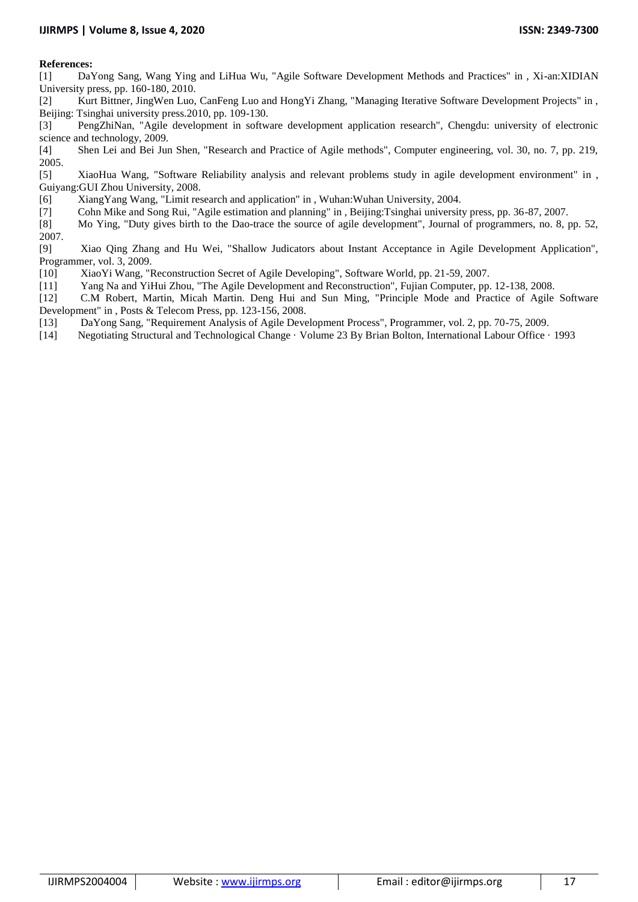**References:**

[1] DaYong Sang, Wang Ying and LiHua Wu, "Agile Software Development Methods and Practices" in , Xi-an:XIDIAN University press, pp. 160-180, 2010.

[2] Kurt Bittner, JingWen Luo, CanFeng Luo and HongYi Zhang, "Managing Iterative Software Development Projects" in , Beijing: Tsinghai university press.2010, pp. 109-130.

[3] PengZhiNan, "Agile development in software development application research", Chengdu: university of electronic science and technology, 2009.

[4] Shen Lei and Bei Jun Shen, "Research and Practice of Agile methods", Computer engineering, vol. 30, no. 7, pp. 219, 2005.

[5] XiaoHua Wang, "Software Reliability analysis and relevant problems study in agile development environment" in , Guiyang:GUI Zhou University, 2008.

[6] XiangYang Wang, "Limit research and application" in , Wuhan:Wuhan University, 2004.

[7] Cohn Mike and Song Rui, "Agile estimation and planning" in , Beijing:Tsinghai university press, pp. 36-87, 2007.

[8] Mo Ying, "Duty gives birth to the Dao-trace the source of agile development", Journal of programmers, no. 8, pp. 52, 2007.

[9] Xiao Qing Zhang and Hu Wei, "Shallow Judicators about Instant Acceptance in Agile Development Application", Programmer, vol. 3, 2009.

[10] XiaoYi Wang, "Reconstruction Secret of Agile Developing", Software World, pp. 21-59, 2007.

[11] Yang Na and YiHui Zhou, "The Agile Development and Reconstruction", Fujian Computer, pp. 12-138, 2008.

[12] C.M Robert, Martin, Micah Martin. Deng Hui and Sun Ming, "Principle Mode and Practice of Agile Software Development" in , Posts & Telecom Press, pp. 123-156, 2008.

[13] DaYong Sang, "Requirement Analysis of Agile Development Process", Programmer, vol. 2, pp. 70-75, 2009.

[14] Negotiating Structural and Technological Change · Volume 23 By Brian Bolton, International Labour Office · 1993